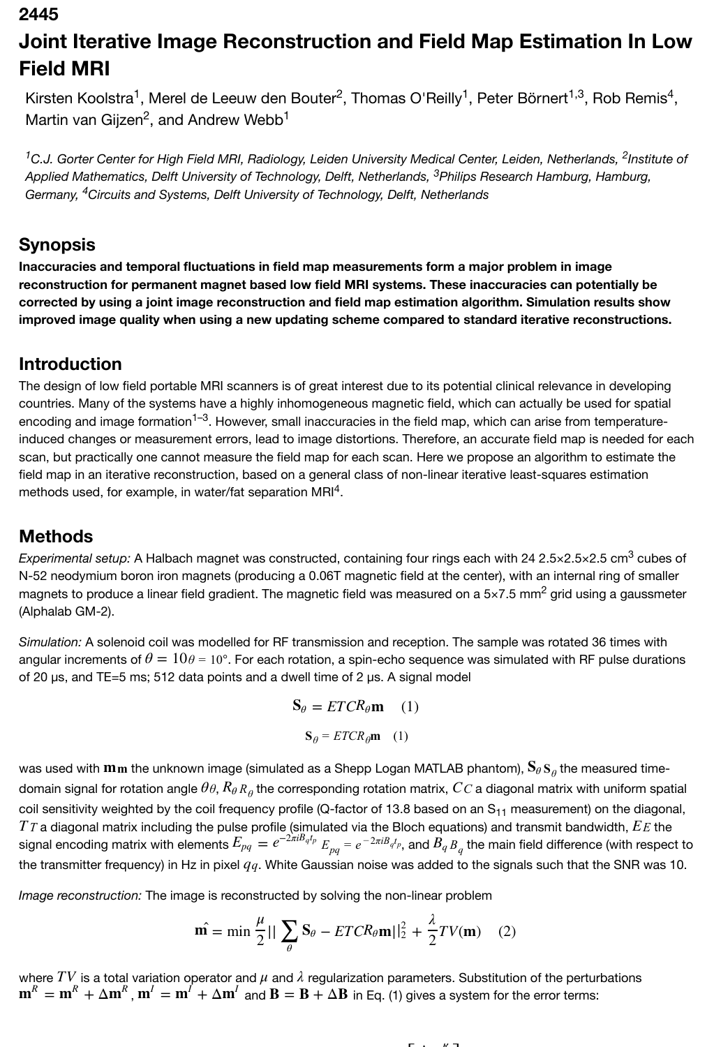2445

# Joint Iterative Image Reconstruction and Field Map Estimation In Low Field MRI

Kirsten Koolstra[1], Merel de Leeuw den Bouter[2], Thomas O'Reilly[1], Peter Börnert[1,3], Rob Remis[4], Martin van Gijzen[2], and Andrew Webb[1]

[1]C.J. Gorter Center for High Field MRI, Radiology, Leiden University Medical Center, Leiden, Netherlands, [2]Institute of Applied Mathematics, Delft University of Technology, Delft, Netherlands, [3]Philips Research Hamburg, Hamburg, Germany, [4]Circuits and Systems, Delft University of Technology, Delft, Netherlands

## Synopsis

**Inaccuracies and temporal fluctuations in field map measurements form a major problem in image reconstruction for permanent magnet based low field MRI systems. These inaccuracies can potentially be corrected by using a joint image reconstruction and field map estimation algorithm. Simulation results show improved image quality when using a new updating scheme compared to standard iterative reconstructions.**

## Introduction

The design of low field portable MRI scanners is of great interest due to its potential clinical relevance in developing countries. Many of the systems have a highly inhomogeneous magnetic field, which can actually be used for spatial encoding and image formation[1–3]. However, small inaccuracies in the field map, which can arise from temperature-induced changes or measurement errors, lead to image distortions. Therefore, an accurate field map is needed for each scan, but practically one cannot measure the field map for each scan. Here we propose an algorithm to estimate the field map in an iterative reconstruction, based on a general class of non-linear iterative least-squares estimation methods used, for example, in water/fat separation MRI[4].

## Methods

*Experimental setup:* A Halbach magnet was constructed, containing four rings each with 24 2.5×2.5×2.5 cm$^3$ cubes of N-52 neodymium boron iron magnets (producing a 0.06T magnetic field at the center), with an internal ring of smaller magnets to produce a linear field gradient. The magnetic field was measured on a 5×7.5 mm$^2$ grid using a gaussmeter (Alphalab GM-2).

*Simulation:* A solenoid coil was modelled for RF transmission and reception. The sample was rotated 36 times with angular increments of $\theta = 10°$. For each rotation, a spin-echo sequence was simulated with RF pulse durations of 20 μs, and TE=5 ms; 512 data points and a dwell time of 2 μs. A signal model

$$\mathbf{S}_\theta = ETCR_\theta \mathbf{m} \quad (1)$$

was used with $\mathbf{m}$ the unknown image (simulated as a Shepp Logan MATLAB phantom), $\mathbf{S}_\theta$ the measured time-domain signal for rotation angle $\theta$, $R_\theta$ the corresponding rotation matrix, $C$ a diagonal matrix with uniform spatial coil sensitivity weighted by the coil frequency profile (Q-factor of 13.8 based on an S$_{11}$ measurement) on the diagonal, $T$ a diagonal matrix including the pulse profile (simulated via the Bloch equations) and transmit bandwidth, $E$ the signal encoding matrix with elements $E_{pq} = e^{-2\pi i B_q t_p}$, and $B_q$ the main field difference (with respect to the transmitter frequency) in Hz in pixel $q$. White Gaussian noise was added to the signals such that the SNR was 10.

*Image reconstruction:* The image is reconstructed by solving the non-linear problem

$$\hat{\mathbf{m}} = \min \frac{\mu}{2} || \sum_\theta \mathbf{S}_\theta - ETCR_\theta \mathbf{m} ||_2^2 + \frac{\lambda}{2} TV(\mathbf{m}) \quad (2)$$

where $TV$ is a total variation operator and $\mu$ and $\lambda$ regularization parameters. Substitution of the perturbations $\mathbf{m}^R = \mathbf{m}^R + \Delta\mathbf{m}^R$, $\mathbf{m}^I = \mathbf{m}^I + \Delta\mathbf{m}^I$ and $\mathbf{B} = \mathbf{B} + \Delta\mathbf{B}$ in Eq. (1) gives a system for the error terms: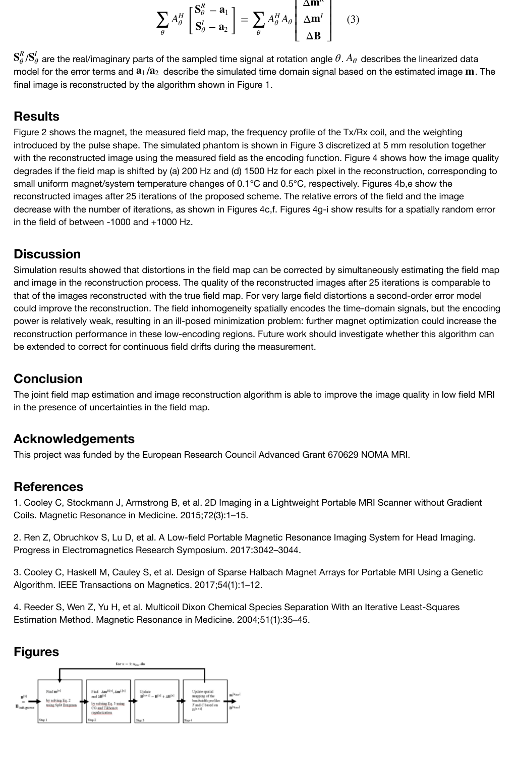$$\sum_{\theta} A_{\theta}^{H} \begin{bmatrix} \mathbf{S}_{\theta}^{R} - \mathbf{a}_1 \\ \mathbf{S}_{\theta}^{I} - \mathbf{a}_2 \end{bmatrix} = \sum_{\theta} A_{\theta}^{H} A_{\theta} \begin{bmatrix} \Delta \mathbf{m}^{R} \\ \Delta \mathbf{m}^{I} \\ \Delta \mathbf{B} \end{bmatrix} \quad (3)$$

$\mathbf{S}_{\theta}^{R}/\mathbf{S}_{\theta}^{I}$ are the real/imaginary parts of the sampled time signal at rotation angle $\theta$. $A_{\theta}$ describes the linearized data model for the error terms and $\mathbf{a}_1/\mathbf{a}_2$ describe the simulated time domain signal based on the estimated image $\mathbf{m}$. The final image is reconstructed by the algorithm shown in Figure 1.

## Results

Figure 2 shows the magnet, the measured field map, the frequency profile of the Tx/Rx coil, and the weighting introduced by the pulse shape. The simulated phantom is shown in Figure 3 discretized at 5 mm resolution together with the reconstructed image using the measured field as the encoding function. Figure 4 shows how the image quality degrades if the field map is shifted by (a) 200 Hz and (d) 1500 Hz for each pixel in the reconstruction, corresponding to small uniform magnet/system temperature changes of 0.1°C and 0.5°C, respectively. Figures 4b,e show the reconstructed images after 25 iterations of the proposed scheme. The relative errors of the field and the image decrease with the number of iterations, as shown in Figures 4c,f. Figures 4g-i show results for a spatially random error in the field of between -1000 and +1000 Hz.

## Discussion

Simulation results showed that distortions in the field map can be corrected by simultaneously estimating the field map and image in the reconstruction process. The quality of the reconstructed images after 25 iterations is comparable to that of the images reconstructed with the true field map. For very large field distortions a second-order error model could improve the reconstruction. The field inhomogeneity spatially encodes the time-domain signals, but the encoding power is relatively weak, resulting in an ill-posed minimization problem: further magnet optimization could increase the reconstruction performance in these low-encoding regions. Future work should investigate whether this algorithm can be extended to correct for continuous field drifts during the measurement.

## Conclusion

The joint field map estimation and image reconstruction algorithm is able to improve the image quality in low field MRI in the presence of uncertainties in the field map.

## Acknowledgements

This project was funded by the European Research Council Advanced Grant 670629 NOMA MRI.

## References

1. Cooley C, Stockmann J, Armstrong B, et al. 2D Imaging in a Lightweight Portable MRI Scanner without Gradient Coils. Magnetic Resonance in Medicine. 2015;72(3):1–15.

2. Ren Z, Obruchkov S, Lu D, et al. A Low-field Portable Magnetic Resonance Imaging System for Head Imaging. Progress in Electromagnetics Research Symposium. 2017:3042–3044.

3. Cooley C, Haskell M, Cauley S, et al. Design of Sparse Halbach Magnet Arrays for Portable MRI Using a Genetic Algorithm. IEEE Transactions on Magnetics. 2017;54(1):1–12.

4. Reeder S, Wen Z, Yu H, et al. Multicoil Dixon Chemical Species Separation With an Iterative Least-Squares Estimation Method. Magnetic Resonance in Medicine. 2004;51(1):35–45.

## Figures

for $n = 1 : n_{iter}$ do

$\mathbf{B}^{[1]} = \mathbf{B}_{init.guess}$ → Step 1: Find $\mathbf{m}^{[n]}$ by solving Eq. 2 using Split Bregman → Step 2: Find $\Delta\mathbf{m}^{R[n]}, \Delta\mathbf{m}^{I[n]}$ and $\Delta\mathbf{B}^{[n]}$ by solving Eq. 3 using CG and Tikhonov regularization → Step 3: Update $\mathbf{B}^{[n+1]} = \mathbf{B}^{[n]} + \Delta\mathbf{B}^{[n]}$ → Step 4: Update spatial mapping of the bandwidth profiles $T$ and $C$ based on $\mathbf{B}^{[n+1]}$ → $\mathbf{m}^{[n_{iter}]}$, $\mathbf{B}^{[n_{iter}]}$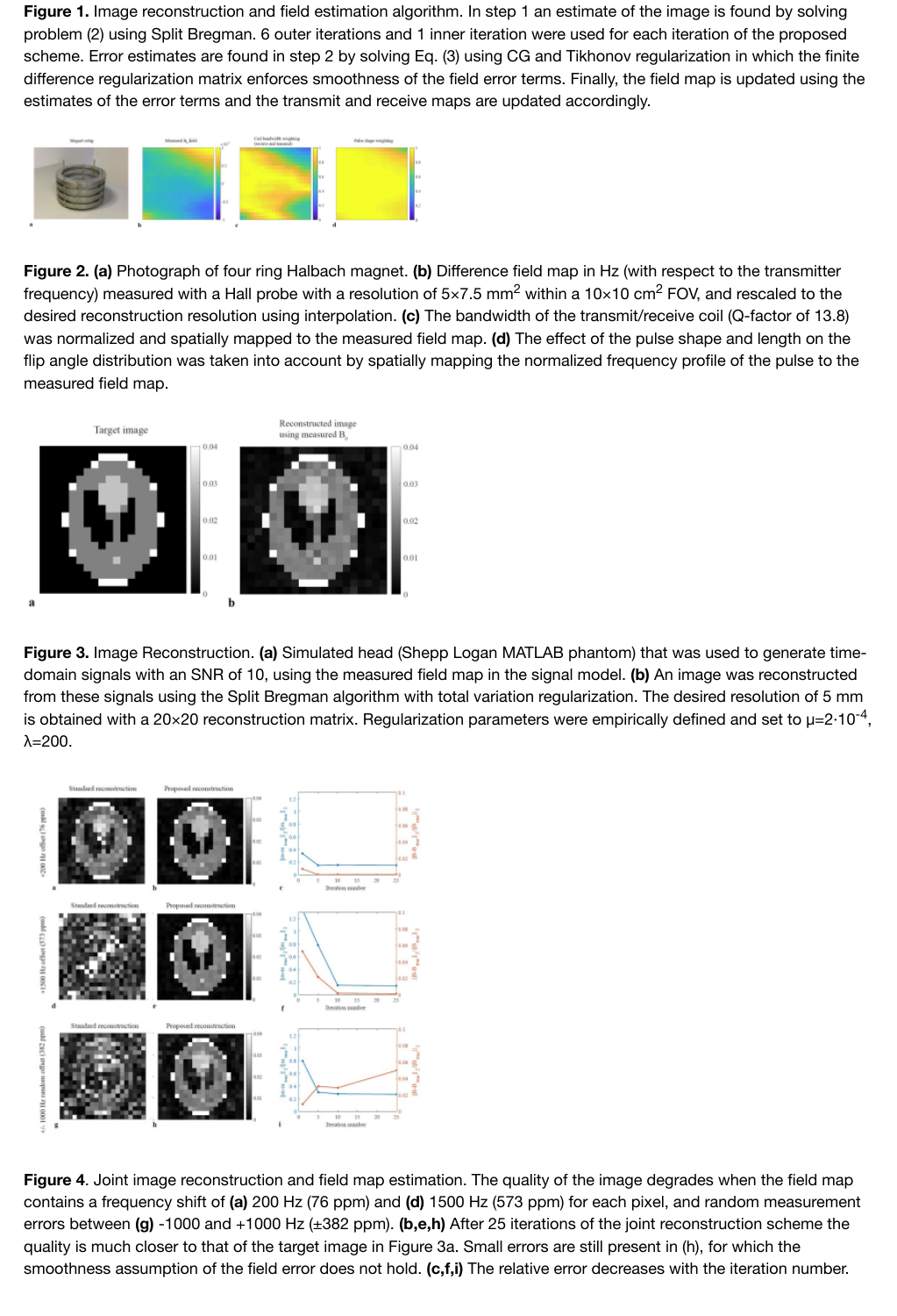**Figure 1.** Image reconstruction and field estimation algorithm. In step 1 an estimate of the image is found by solving problem (2) using Split Bregman. 6 outer iterations and 1 inner iteration were used for each iteration of the proposed scheme. Error estimates are found in step 2 by solving Eq. (3) using CG and Tikhonov regularization in which the finite difference regularization matrix enforces smoothness of the field error terms. Finally, the field map is updated using the estimates of the error terms and the transmit and receive maps are updated accordingly.

**Figure 2. (a)** Photograph of four ring Halbach magnet. **(b)** Difference field map in Hz (with respect to the transmitter frequency) measured with a Hall probe with a resolution of 5×7.5 mm$^2$ within a 10×10 cm$^2$ FOV, and rescaled to the desired reconstruction resolution using interpolation. **(c)** The bandwidth of the transmit/receive coil (Q-factor of 13.8) was normalized and spatially mapped to the measured field map. **(d)** The effect of the pulse shape and length on the flip angle distribution was taken into account by spatially mapping the normalized frequency profile of the pulse to the measured field map.

**Figure 3.** Image Reconstruction. **(a)** Simulated head (Shepp Logan MATLAB phantom) that was used to generate time-domain signals with an SNR of 10, using the measured field map in the signal model. **(b)** An image was reconstructed from these signals using the Split Bregman algorithm with total variation regularization. The desired resolution of 5 mm is obtained with a 20×20 reconstruction matrix. Regularization parameters were empirically defined and set to $\mu=2\cdot10^{-4}$, $\lambda=200$.

**Figure 4.** Joint image reconstruction and field map estimation. The quality of the image degrades when the field map contains a frequency shift of **(a)** 200 Hz (76 ppm) and **(d)** 1500 Hz (573 ppm) for each pixel, and random measurement errors between **(g)** -1000 and +1000 Hz (±382 ppm). **(b,e,h)** After 25 iterations of the joint reconstruction scheme the quality is much closer to that of the target image in Figure 3a. Small errors are still present in (h), for which the smoothness assumption of the field error does not hold. **(c,f,i)** The relative error decreases with the iteration number.